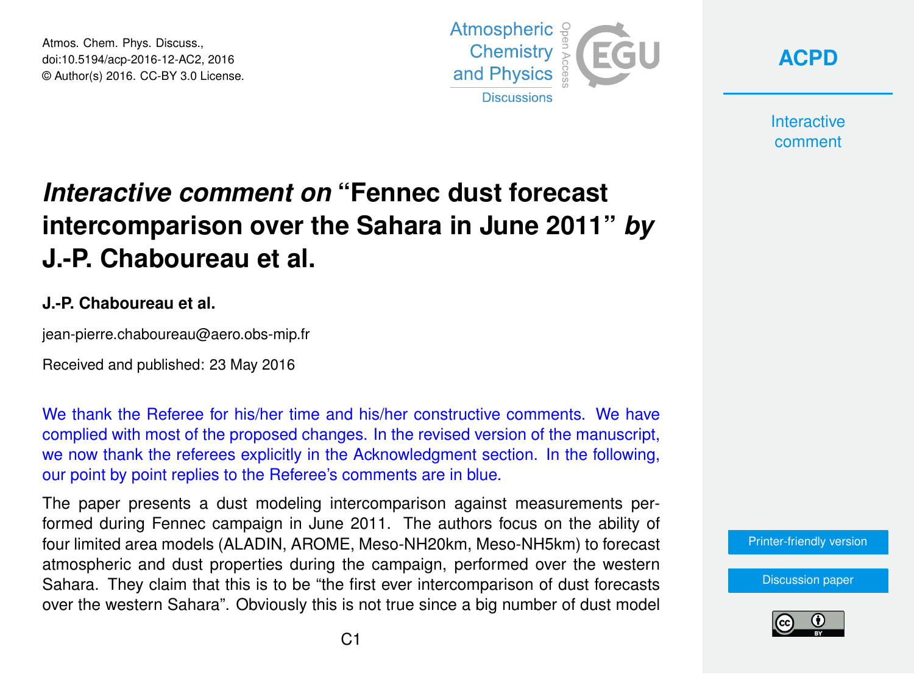Atmos. Chem. Phys. Discuss.,
doi:10.5194/acp-2016-12-AC2, 2016
© Author(s) 2016. CC-BY 3.0 License.

# *Interactive comment on* "Fennec dust forecast intercomparison over the Sahara in June 2011" *by* J.-P. Chaboureau et al.

**J.-P. Chaboureau et al.**

jean-pierre.chaboureau@aero.obs-mip.fr

Received and published: 23 May 2016

We thank the Referee for his/her time and his/her constructive comments. We have complied with most of the proposed changes. In the revised version of the manuscript, we now thank the referees explicitly in the Acknowledgment section. In the following, our point by point replies to the Referee's comments are in blue.

The paper presents a dust modeling intercomparison against measurements performed during Fennec campaign in June 2011. The authors focus on the ability of four limited area models (ALADIN, AROME, Meso-NH20km, Meso-NH5km) to forecast atmospheric and dust properties during the campaign, performed over the western Sahara. They claim that this is to be "the first ever intercomparison of dust forecasts over the western Sahara". Obviously this is not true since a big number of dust model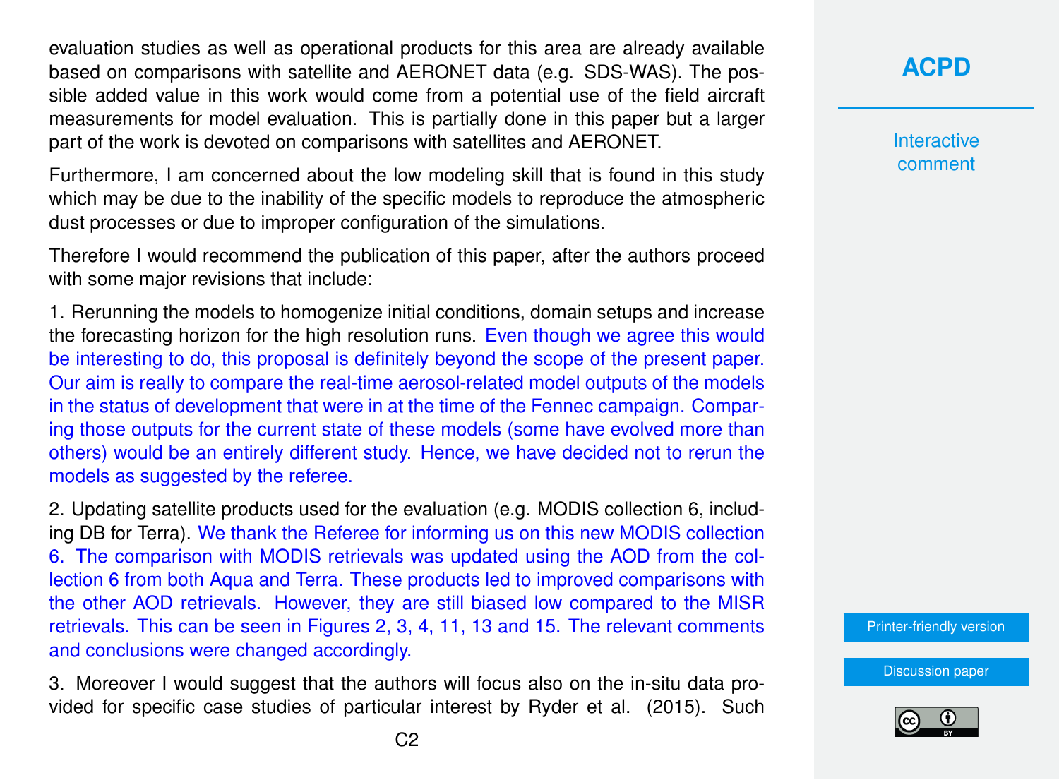evaluation studies as well as operational products for this area are already available based on comparisons with satellite and AERONET data (e.g. SDS-WAS). The possible added value in this work would come from a potential use of the field aircraft measurements for model evaluation. This is partially done in this paper but a larger part of the work is devoted on comparisons with satellites and AERONET.

Furthermore, I am concerned about the low modeling skill that is found in this study which may be due to the inability of the specific models to reproduce the atmospheric dust processes or due to improper configuration of the simulations.

Therefore I would recommend the publication of this paper, after the authors proceed with some major revisions that include:

1. Rerunning the models to homogenize initial conditions, domain setups and increase the forecasting horizon for the high resolution runs. Even though we agree this would be interesting to do, this proposal is definitely beyond the scope of the present paper. Our aim is really to compare the real-time aerosol-related model outputs of the models in the status of development that were in at the time of the Fennec campaign. Comparing those outputs for the current state of these models (some have evolved more than others) would be an entirely different study. Hence, we have decided not to rerun the models as suggested by the referee.

2. Updating satellite products used for the evaluation (e.g. MODIS collection 6, including DB for Terra). We thank the Referee for informing us on this new MODIS collection 6. The comparison with MODIS retrievals was updated using the AOD from the collection 6 from both Aqua and Terra. These products led to improved comparisons with the other AOD retrievals. However, they are still biased low compared to the MISR retrievals. This can be seen in Figures 2, 3, 4, 11, 13 and 15. The relevant comments and conclusions were changed accordingly.

3. Moreover I would suggest that the authors will focus also on the in-situ data provided for specific case studies of particular interest by Ryder et al. (2015). Such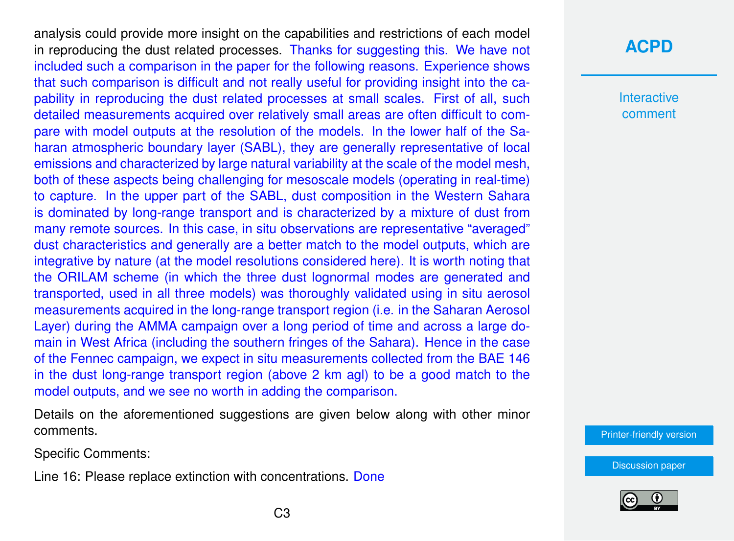analysis could provide more insight on the capabilities and restrictions of each model in reproducing the dust related processes. Thanks for suggesting this. We have not included such a comparison in the paper for the following reasons. Experience shows that such comparison is difficult and not really useful for providing insight into the capability in reproducing the dust related processes at small scales. First of all, such detailed measurements acquired over relatively small areas are often difficult to compare with model outputs at the resolution of the models. In the lower half of the Saharan atmospheric boundary layer (SABL), they are generally representative of local emissions and characterized by large natural variability at the scale of the model mesh, both of these aspects being challenging for mesoscale models (operating in real-time) to capture. In the upper part of the SABL, dust composition in the Western Sahara is dominated by long-range transport and is characterized by a mixture of dust from many remote sources. In this case, in situ observations are representative "averaged" dust characteristics and generally are a better match to the model outputs, which are integrative by nature (at the model resolutions considered here). It is worth noting that the ORILAM scheme (in which the three dust lognormal modes are generated and transported, used in all three models) was thoroughly validated using in situ aerosol measurements acquired in the long-range transport region (i.e. in the Saharan Aerosol Layer) during the AMMA campaign over a long period of time and across a large domain in West Africa (including the southern fringes of the Sahara). Hence in the case of the Fennec campaign, we expect in situ measurements collected from the BAE 146 in the dust long-range transport region (above 2 km agl) to be a good match to the model outputs, and we see no worth in adding the comparison.

Details on the aforementioned suggestions are given below along with other minor comments.

Specific Comments:

Line 16: Please replace extinction with concentrations. Done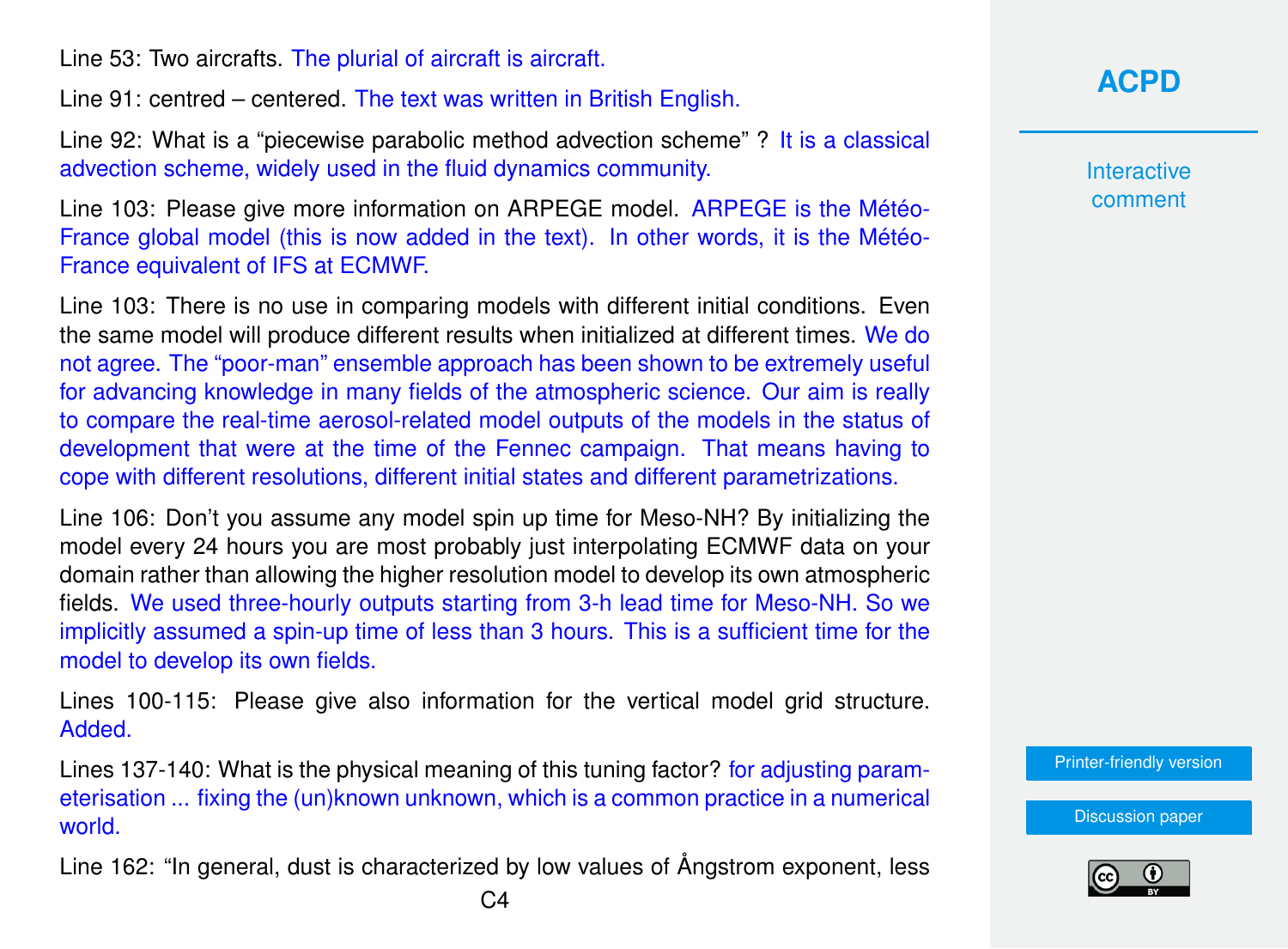Line 53: Two aircrafts. The plurial of aircraft is aircraft.

Line 91: centred – centered. The text was written in British English.

Line 92: What is a “piecewise parabolic method advection scheme” ? It is a classical advection scheme, widely used in the fluid dynamics community.

Line 103: Please give more information on ARPEGE model. ARPEGE is the Météo-France global model (this is now added in the text). In other words, it is the Météo-France equivalent of IFS at ECMWF.

Line 103: There is no use in comparing models with different initial conditions. Even the same model will produce different results when initialized at different times. We do not agree. The “poor-man” ensemble approach has been shown to be extremely useful for advancing knowledge in many fields of the atmospheric science. Our aim is really to compare the real-time aerosol-related model outputs of the models in the status of development that were at the time of the Fennec campaign. That means having to cope with different resolutions, different initial states and different parametrizations.

Line 106: Don’t you assume any model spin up time for Meso-NH? By initializing the model every 24 hours you are most probably just interpolating ECMWF data on your domain rather than allowing the higher resolution model to develop its own atmospheric fields. We used three-hourly outputs starting from 3-h lead time for Meso-NH. So we implicitly assumed a spin-up time of less than 3 hours. This is a sufficient time for the model to develop its own fields.

Lines 100-115: Please give also information for the vertical model grid structure. Added.

Lines 137-140: What is the physical meaning of this tuning factor? for adjusting parameterisation ... fixing the (un)known unknown, which is a common practice in a numerical world.

Line 162: “In general, dust is characterized by low values of Ångstrom exponent, less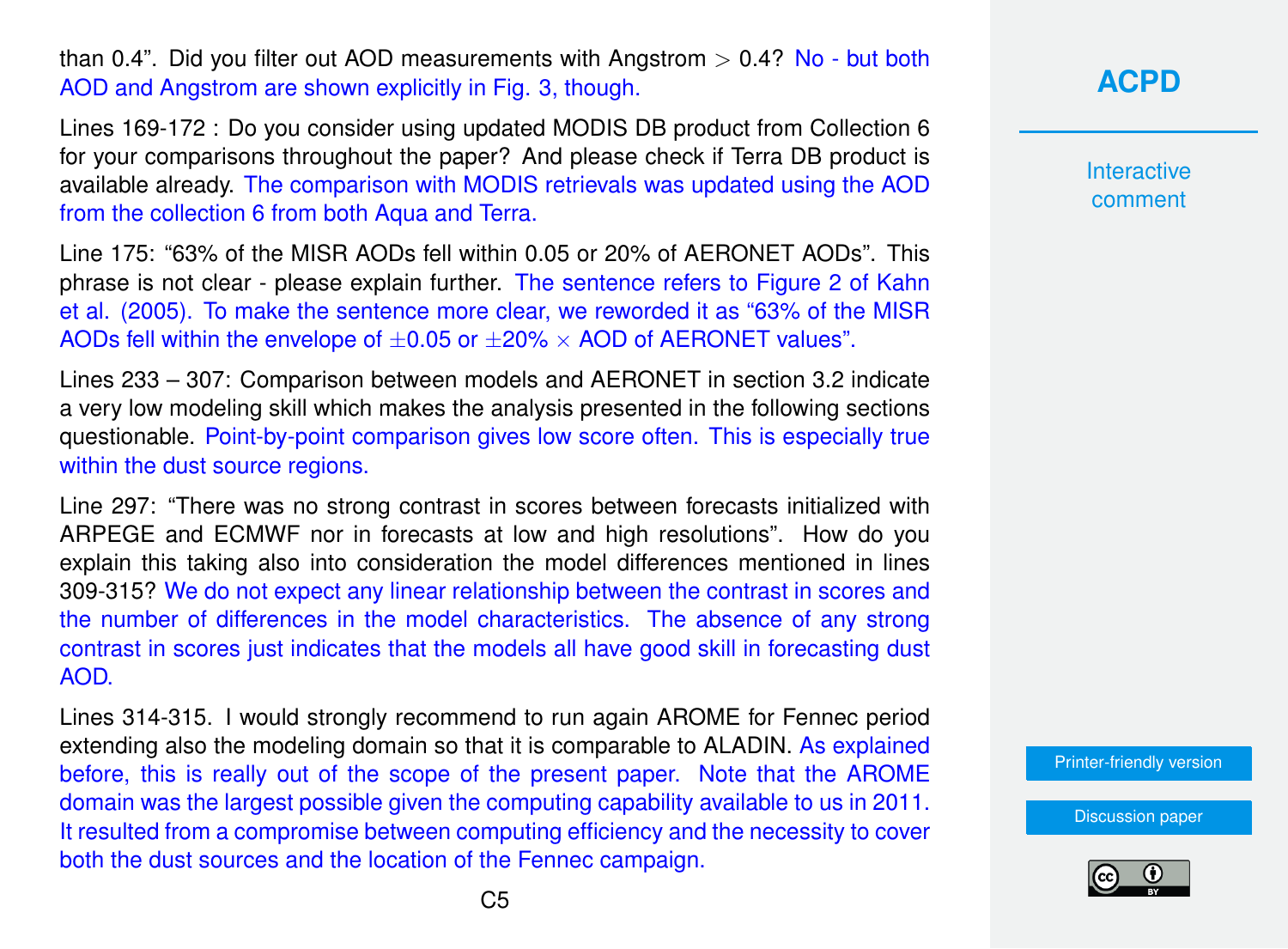than 0.4". Did you filter out AOD measurements with Angstrom > 0.4? No - but both AOD and Angstrom are shown explicitly in Fig. 3, though.

Lines 169-172 : Do you consider using updated MODIS DB product from Collection 6 for your comparisons throughout the paper? And please check if Terra DB product is available already. The comparison with MODIS retrievals was updated using the AOD from the collection 6 from both Aqua and Terra.

Line 175: "63% of the MISR AODs fell within 0.05 or 20% of AERONET AODs". This phrase is not clear - please explain further. The sentence refers to Figure 2 of Kahn et al. (2005). To make the sentence more clear, we reworded it as "63% of the MISR AODs fell within the envelope of $\pm 0.05$ or $\pm 20\% \times$ AOD of AERONET values".

Lines 233 – 307: Comparison between models and AERONET in section 3.2 indicate a very low modeling skill which makes the analysis presented in the following sections questionable. Point-by-point comparison gives low score often. This is especially true within the dust source regions.

Line 297: "There was no strong contrast in scores between forecasts initialized with ARPEGE and ECMWF nor in forecasts at low and high resolutions". How do you explain this taking also into consideration the model differences mentioned in lines 309-315? We do not expect any linear relationship between the contrast in scores and the number of differences in the model characteristics. The absence of any strong contrast in scores just indicates that the models all have good skill in forecasting dust AOD.

Lines 314-315. I would strongly recommend to run again AROME for Fennec period extending also the modeling domain so that it is comparable to ALADIN. As explained before, this is really out of the scope of the present paper. Note that the AROME domain was the largest possible given the computing capability available to us in 2011. It resulted from a compromise between computing efficiency and the necessity to cover both the dust sources and the location of the Fennec campaign.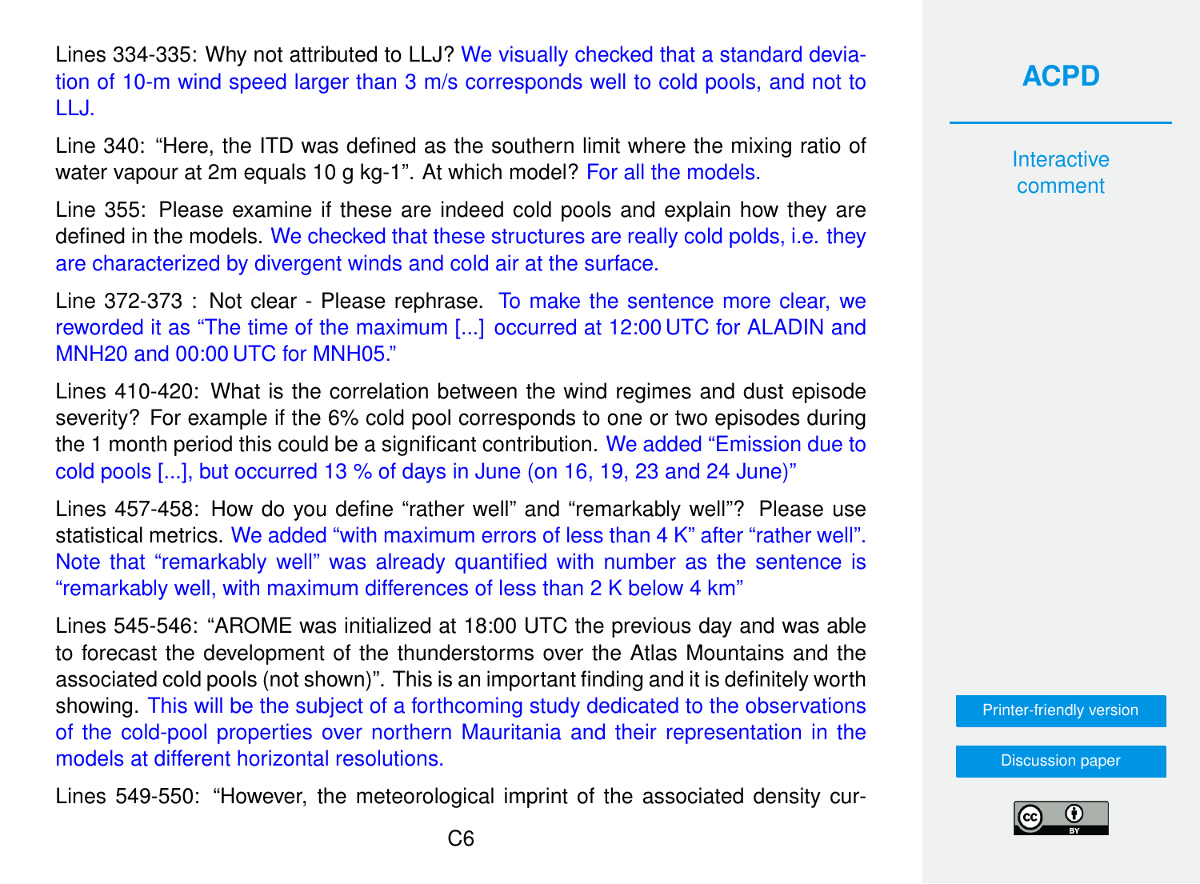Lines 334-335: Why not attributed to LLJ? We visually checked that a standard deviation of 10-m wind speed larger than 3 m/s corresponds well to cold pools, and not to LLJ.

Line 340: "Here, the ITD was defined as the southern limit where the mixing ratio of water vapour at 2m equals 10 g kg-1". At which model? For all the models.

Line 355: Please examine if these are indeed cold pools and explain how they are defined in the models. We checked that these structures are really cold polds, i.e. they are characterized by divergent winds and cold air at the surface.

Line 372-373 : Not clear - Please rephrase. To make the sentence more clear, we reworded it as "The time of the maximum [...] occurred at 12:00 UTC for ALADIN and MNH20 and 00:00 UTC for MNH05."

Lines 410-420: What is the correlation between the wind regimes and dust episode severity? For example if the 6% cold pool corresponds to one or two episodes during the 1 month period this could be a significant contribution. We added "Emission due to cold pools [...], but occurred 13 % of days in June (on 16, 19, 23 and 24 June)"

Lines 457-458: How do you define "rather well" and "remarkably well"? Please use statistical metrics. We added "with maximum errors of less than 4 K" after "rather well". Note that "remarkably well" was already quantified with number as the sentence is "remarkably well, with maximum differences of less than 2 K below 4 km"

Lines 545-546: "AROME was initialized at 18:00 UTC the previous day and was able to forecast the development of the thunderstorms over the Atlas Mountains and the associated cold pools (not shown)". This is an important finding and it is definitely worth showing. This will be the subject of a forthcoming study dedicated to the observations of the cold-pool properties over northern Mauritania and their representation in the models at different horizontal resolutions.

Lines 549-550: "However, the meteorological imprint of the associated density cur-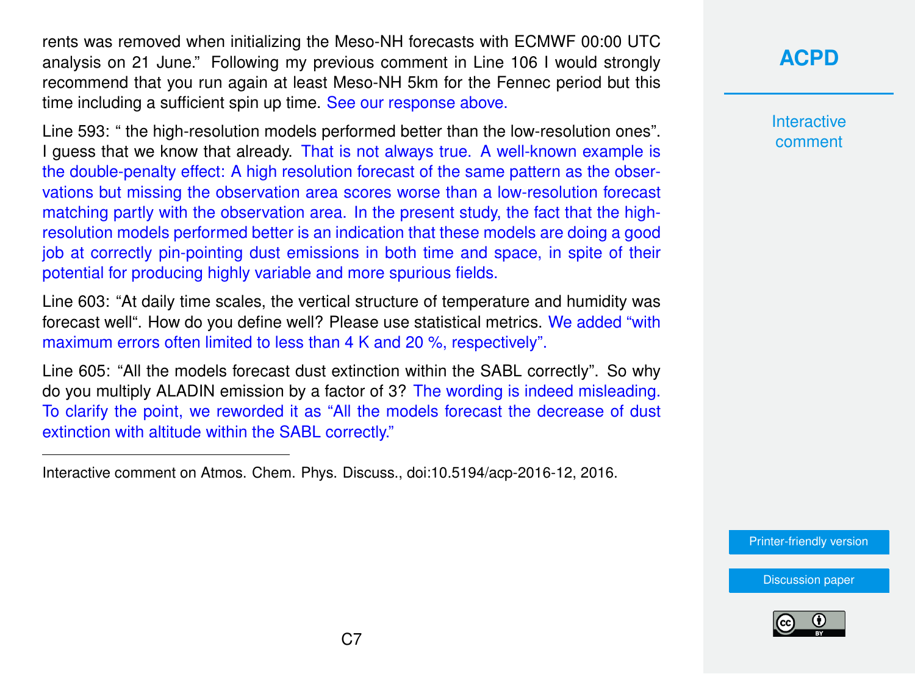rents was removed when initializing the Meso-NH forecasts with ECMWF 00:00 UTC analysis on 21 June." Following my previous comment in Line 106 I would strongly recommend that you run again at least Meso-NH 5km for the Fennec period but this time including a sufficient spin up time. See our response above.

Line 593: " the high-resolution models performed better than the low-resolution ones". I guess that we know that already. That is not always true. A well-known example is the double-penalty effect: A high resolution forecast of the same pattern as the observations but missing the observation area scores worse than a low-resolution forecast matching partly with the observation area. In the present study, the fact that the high-resolution models performed better is an indication that these models are doing a good job at correctly pin-pointing dust emissions in both time and space, in spite of their potential for producing highly variable and more spurious fields.

Line 603: "At daily time scales, the vertical structure of temperature and humidity was forecast well". How do you define well? Please use statistical metrics. We added "with maximum errors often limited to less than 4 K and 20 %, respectively".

Line 605: "All the models forecast dust extinction within the SABL correctly". So why do you multiply ALADIN emission by a factor of 3? The wording is indeed misleading. To clarify the point, we reworded it as "All the models forecast the decrease of dust extinction with altitude within the SABL correctly."

---

Interactive comment on Atmos. Chem. Phys. Discuss., doi:10.5194/acp-2016-12, 2016.